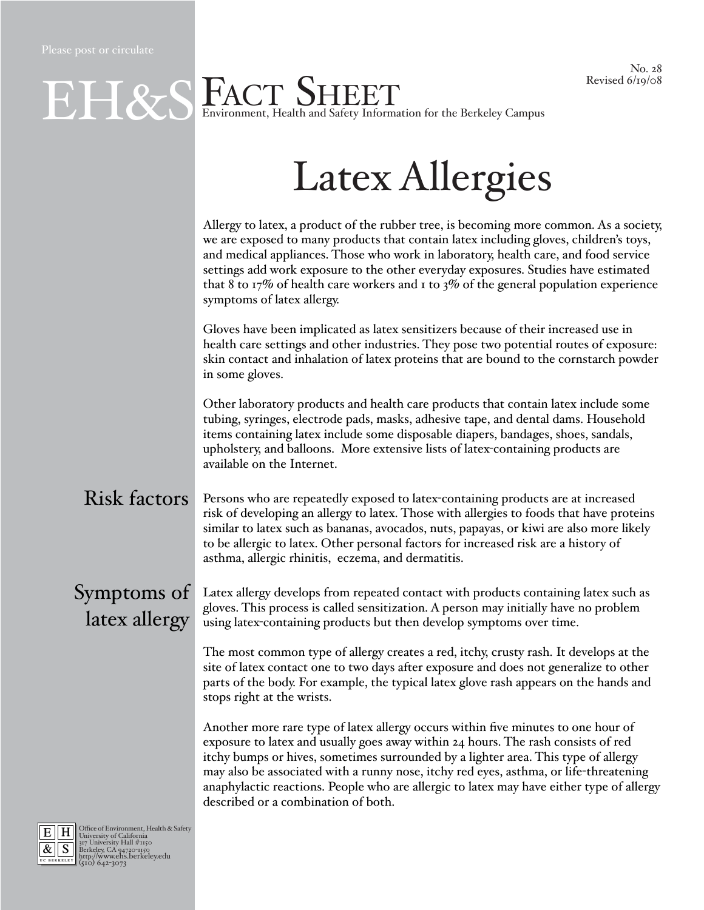Please post or circulate

No. 28
Revised 6/19/08

# EH&S Fact Sheet

Environment, Health and Safety Information for the Berkeley Campus

# Latex Allergies

Allergy to latex, a product of the rubber tree, is becoming more common. As a society, we are exposed to many products that contain latex including gloves, children's toys, and medical appliances. Those who work in laboratory, health care, and food service settings add work exposure to the other everyday exposures. Studies have estimated that 8 to 17% of health care workers and 1 to 3% of the general population experience symptoms of latex allergy.

Gloves have been implicated as latex sensitizers because of their increased use in health care settings and other industries. They pose two potential routes of exposure: skin contact and inhalation of latex proteins that are bound to the cornstarch powder in some gloves.

Other laboratory products and health care products that contain latex include some tubing, syringes, electrode pads, masks, adhesive tape, and dental dams. Household items containing latex include some disposable diapers, bandages, shoes, sandals, upholstery, and balloons. More extensive lists of latex-containing products are available on the Internet.

## Risk factors

Persons who are repeatedly exposed to latex-containing products are at increased risk of developing an allergy to latex. Those with allergies to foods that have proteins similar to latex such as bananas, avocados, nuts, papayas, or kiwi are also more likely to be allergic to latex. Other personal factors for increased risk are a history of asthma, allergic rhinitis, eczema, and dermatitis.

## Symptoms of latex allergy

Latex allergy develops from repeated contact with products containing latex such as gloves. This process is called sensitization. A person may initially have no problem using latex-containing products but then develop symptoms over time.

The most common type of allergy creates a red, itchy, crusty rash. It develops at the site of latex contact one to two days after exposure and does not generalize to other parts of the body. For example, the typical latex glove rash appears on the hands and stops right at the wrists.

Another more rare type of latex allergy occurs within five minutes to one hour of exposure to latex and usually goes away within 24 hours. The rash consists of red itchy bumps or hives, sometimes surrounded by a lighter area. This type of allergy may also be associated with a runny nose, itchy red eyes, asthma, or life-threatening anaphylactic reactions. People who are allergic to latex may have either type of allergy described or a combination of both.

Office of Environment, Health & Safety
University of California
317 University Hall #1150
Berkeley, CA 94720-1150
http://www.ehs.berkeley.edu
(510) 642-3073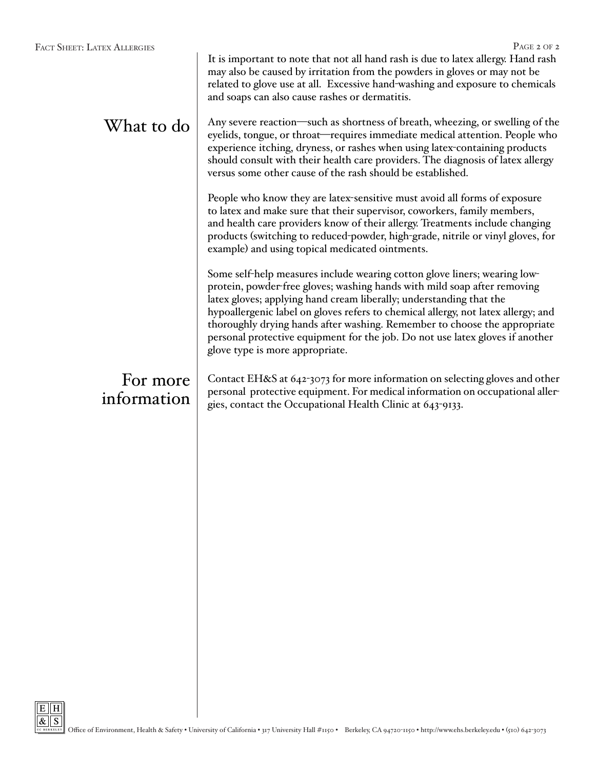It is important to note that not all hand rash is due to latex allergy. Hand rash may also be caused by irritation from the powders in gloves or may not be related to glove use at all. Excessive hand-washing and exposure to chemicals and soaps can also cause rashes or dermatitis.

## What to do

Any severe reaction—such as shortness of breath, wheezing, or swelling of the eyelids, tongue, or throat—requires immediate medical attention. People who experience itching, dryness, or rashes when using latex-containing products should consult with their health care providers. The diagnosis of latex allergy versus some other cause of the rash should be established.

People who know they are latex-sensitive must avoid all forms of exposure to latex and make sure that their supervisor, coworkers, family members, and health care providers know of their allergy. Treatments include changing products (switching to reduced-powder, high-grade, nitrile or vinyl gloves, for example) and using topical medicated ointments.

Some self-help measures include wearing cotton glove liners; wearing low-protein, powder-free gloves; washing hands with mild soap after removing latex gloves; applying hand cream liberally; understanding that the hypoallergenic label on gloves refers to chemical allergy, not latex allergy; and thoroughly drying hands after washing. Remember to choose the appropriate personal protective equipment for the job. Do not use latex gloves if another glove type is more appropriate.

## For more information

Contact EH&S at 642-3073 for more information on selecting gloves and other personal protective equipment. For medical information on occupational allergies, contact the Occupational Health Clinic at 643-9133.